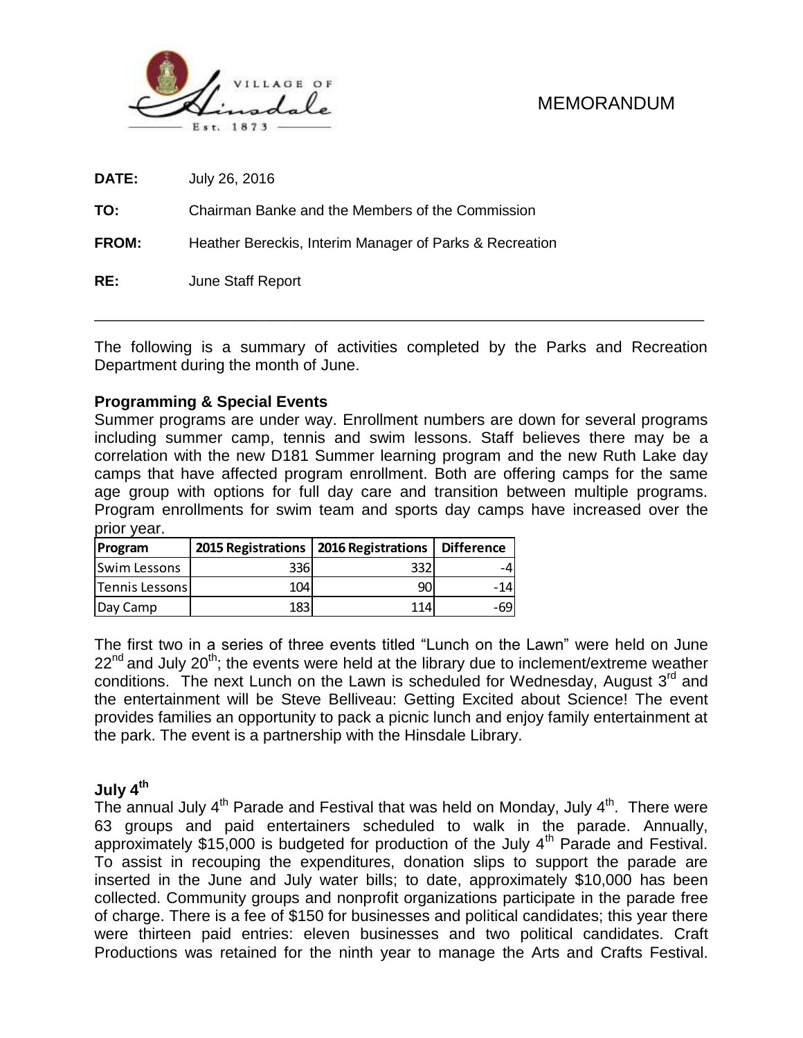MEMORANDUM

**DATE:** July 26, 2016

**TO:** Chairman Banke and the Members of the Commission

**FROM:** Heather Bereckis, Interim Manager of Parks & Recreation

**RE:** June Staff Report

---

The following is a summary of activities completed by the Parks and Recreation Department during the month of June.

### Programming & Special Events

Summer programs are under way. Enrollment numbers are down for several programs including summer camp, tennis and swim lessons. Staff believes there may be a correlation with the new D181 Summer learning program and the new Ruth Lake day camps that have affected program enrollment. Both are offering camps for the same age group with options for full day care and transition between multiple programs. Program enrollments for swim team and sports day camps have increased over the prior year.

| Program | 2015 Registrations | 2016 Registrations | Difference |
|---|---|---|---|
| Swim Lessons | 336 | 332 | -4 |
| Tennis Lessons | 104 | 90 | -14 |
| Day Camp | 183 | 114 | -69 |

The first two in a series of three events titled "Lunch on the Lawn" were held on June 22nd and July 20th; the events were held at the library due to inclement/extreme weather conditions. The next Lunch on the Lawn is scheduled for Wednesday, August 3rd and the entertainment will be Steve Belliveau: Getting Excited about Science! The event provides families an opportunity to pack a picnic lunch and enjoy family entertainment at the park. The event is a partnership with the Hinsdale Library.

### July 4th

The annual July 4th Parade and Festival that was held on Monday, July 4th. There were 63 groups and paid entertainers scheduled to walk in the parade. Annually, approximately $15,000 is budgeted for production of the July 4th Parade and Festival. To assist in recouping the expenditures, donation slips to support the parade are inserted in the June and July water bills; to date, approximately $10,000 has been collected. Community groups and nonprofit organizations participate in the parade free of charge. There is a fee of $150 for businesses and political candidates; this year there were thirteen paid entries: eleven businesses and two political candidates. Craft Productions was retained for the ninth year to manage the Arts and Crafts Festival.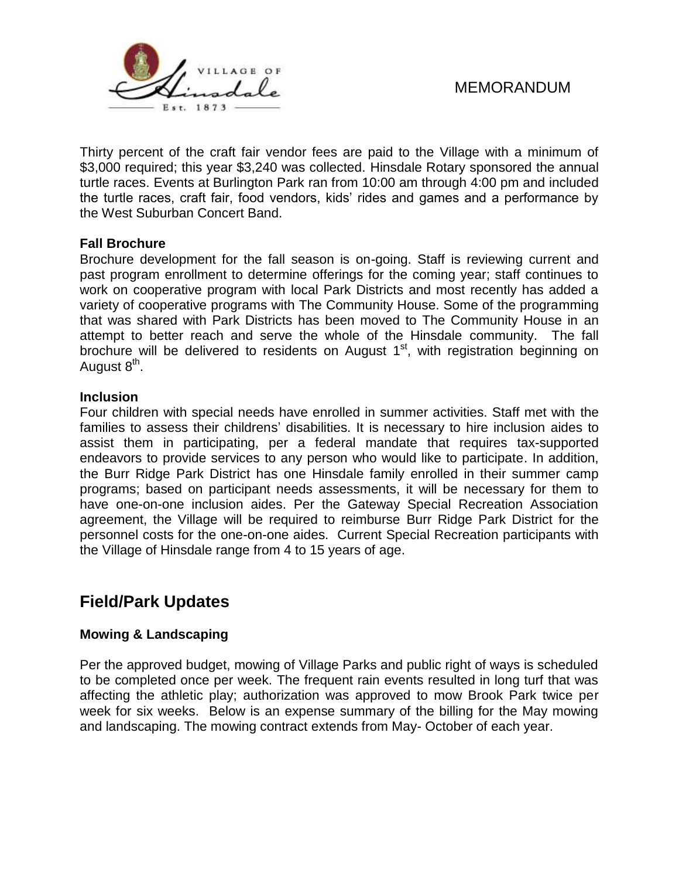Thirty percent of the craft fair vendor fees are paid to the Village with a minimum of $3,000 required; this year $3,240 was collected. Hinsdale Rotary sponsored the annual turtle races. Events at Burlington Park ran from 10:00 am through 4:00 pm and included the turtle races, craft fair, food vendors, kids' rides and games and a performance by the West Suburban Concert Band.

**Fall Brochure**

Brochure development for the fall season is on-going. Staff is reviewing current and past program enrollment to determine offerings for the coming year; staff continues to work on cooperative program with local Park Districts and most recently has added a variety of cooperative programs with The Community House. Some of the programming that was shared with Park Districts has been moved to The Community House in an attempt to better reach and serve the whole of the Hinsdale community. The fall brochure will be delivered to residents on August 1st, with registration beginning on August 8th.

**Inclusion**

Four children with special needs have enrolled in summer activities. Staff met with the families to assess their childrens' disabilities. It is necessary to hire inclusion aides to assist them in participating, per a federal mandate that requires tax-supported endeavors to provide services to any person who would like to participate. In addition, the Burr Ridge Park District has one Hinsdale family enrolled in their summer camp programs; based on participant needs assessments, it will be necessary for them to have one-on-one inclusion aides. Per the Gateway Special Recreation Association agreement, the Village will be required to reimburse Burr Ridge Park District for the personnel costs for the one-on-one aides. Current Special Recreation participants with the Village of Hinsdale range from 4 to 15 years of age.

## Field/Park Updates

**Mowing & Landscaping**

Per the approved budget, mowing of Village Parks and public right of ways is scheduled to be completed once per week. The frequent rain events resulted in long turf that was affecting the athletic play; authorization was approved to mow Brook Park twice per week for six weeks. Below is an expense summary of the billing for the May mowing and landscaping. The mowing contract extends from May- October of each year.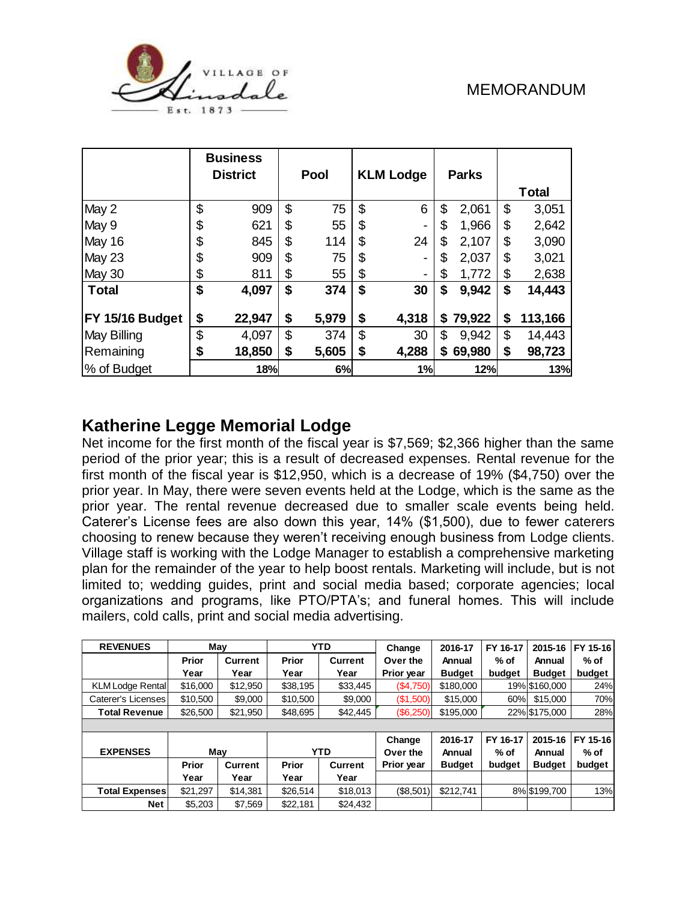VILLAGE OF Hinsdale Est. 1873

MEMORANDUM

| | Business District | Pool | KLM Lodge | Parks | Total |
|---|---|---|---|---|---|
| May 2 | $ 909 | $ 75 | $ 6 | $ 2,061 | $ 3,051 |
| May 9 | $ 621 | $ 55 | $ - | $ 1,966 | $ 2,642 |
| May 16 | $ 845 | $ 114 | $ 24 | $ 2,107 | $ 3,090 |
| May 23 | $ 909 | $ 75 | $ - | $ 2,037 | $ 3,021 |
| May 30 | $ 811 | $ 55 | $ - | $ 1,772 | $ 2,638 |
| **Total** | **$ 4,097** | **$ 374** | **$ 30** | **$ 9,942** | **$ 14,443** |
| **FY 15/16 Budget** | **$ 22,947** | **$ 5,979** | **$ 4,318** | **$ 79,922** | **$ 113,166** |
| May Billing | $ 4,097 | $ 374 | $ 30 | $ 9,942 | $ 14,443 |
| Remaining | **$ 18,850** | **$ 5,605** | **$ 4,288** | **$ 69,980** | **$ 98,723** |
| % of Budget | **18%** | **6%** | **1%** | **12%** | **13%** |

## Katherine Legge Memorial Lodge

Net income for the first month of the fiscal year is $7,569; $2,366 higher than the same period of the prior year; this is a result of decreased expenses. Rental revenue for the first month of the fiscal year is $12,950, which is a decrease of 19% ($4,750) over the prior year. In May, there were seven events held at the Lodge, which is the same as the prior year. The rental revenue decreased due to smaller scale events being held. Caterer's License fees are also down this year, 14% ($1,500), due to fewer caterers choosing to renew because they weren't receiving enough business from Lodge clients. Village staff is working with the Lodge Manager to establish a comprehensive marketing plan for the remainder of the year to help boost rentals. Marketing will include, but is not limited to; wedding guides, print and social media based; corporate agencies; local organizations and programs, like PTO/PTA's; and funeral homes. This will include mailers, cold calls, print and social media advertising.

| **REVENUES** | **May** | | **YTD** | | **Change Over the Prior year** | **2016-17 Annual Budget** | **FY 16-17 % of budget** | **2015-16 Annual Budget** | **FY 15-16 % of budget** |
|---|---|---|---|---|---|---|---|---|---|
| | **Prior Year** | **Current Year** | **Prior Year** | **Current Year** | | | | | |
| KLM Lodge Rental | $16,000 | $12,950 | $38,195 | $33,445 | ($4,750) | $180,000 | 19% | $160,000 | 24% |
| Caterer's Licenses | $10,500 | $9,000 | $10,500 | $9,000 | ($1,500) | $15,000 | 60% | $15,000 | 70% |
| **Total Revenue** | $26,500 | $21,950 | $48,695 | $42,445 | ($6,250) | $195,000 | 22% | $175,000 | 28% |
| | | | | | | | | | |
| **EXPENSES** | **May** | | **YTD** | | **Change Over the Prior year** | **2016-17 Annual Budget** | **FY 16-17 % of budget** | **2015-16 Annual Budget** | **FY 15-16 % of budget** |
| | **Prior Year** | **Current Year** | **Prior Year** | **Current Year** | | | | | |
| **Total Expenses** | $21,297 | $14,381 | $26,514 | $18,013 | ($8,501) | $212,741 | 8% | $199,700 | 13% |
| **Net** | $5,203 | $7,569 | $22,181 | $24,432 | | | | | |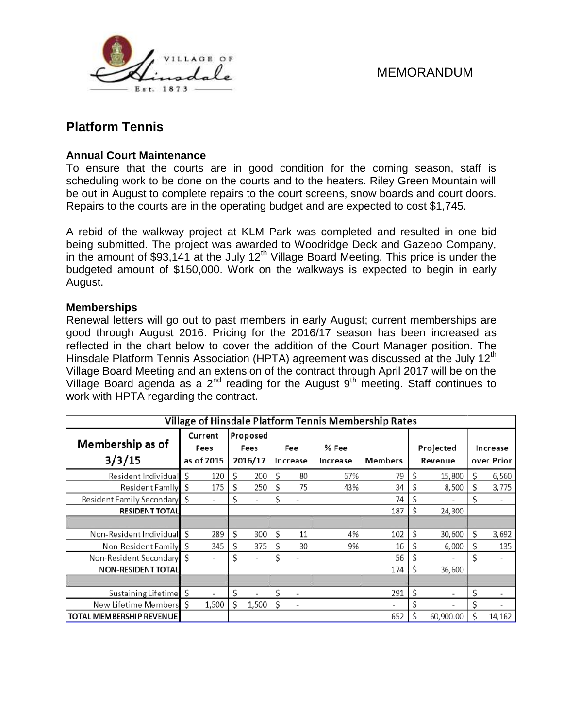VILLAGE OF Hinsdale Est. 1873

MEMORANDUM

## Platform Tennis

### Annual Court Maintenance

To ensure that the courts are in good condition for the coming season, staff is scheduling work to be done on the courts and to the heaters. Riley Green Mountain will be out in August to complete repairs to the court screens, snow boards and court doors. Repairs to the courts are in the operating budget and are expected to cost $1,745.

A rebid of the walkway project at KLM Park was completed and resulted in one bid being submitted. The project was awarded to Woodridge Deck and Gazebo Company, in the amount of $93,141 at the July 12th Village Board Meeting. This price is under the budgeted amount of $150,000. Work on the walkways is expected to begin in early August.

### Memberships

Renewal letters will go out to past members in early August; current memberships are good through August 2016. Pricing for the 2016/17 season has been increased as reflected in the chart below to cover the addition of the Court Manager position. The Hinsdale Platform Tennis Association (HPTA) agreement was discussed at the July 12th Village Board Meeting and an extension of the contract through April 2017 will be on the Village Board agenda as a 2nd reading for the August 9th meeting. Staff continues to work with HPTA regarding the contract.

| Village of Hinsdale Platform Tennis Membership Rates | | | | | | | |
|---|---|---|---|---|---|---|---|
| Membership as of 3/3/15 | Current Fees as of 2015 | Proposed Fees 2016/17 | Fee Increase | % Fee Increase | Members | Projected Revenue | Increase over Prior |
| Resident Individual | $ 120 | $ 200 | $ 80 | 67% | 79 | $ 15,800 | $ 6,560 |
| Resident Family | $ 175 | $ 250 | $ 75 | 43% | 34 | $ 8,500 | $ 3,775 |
| Resident Family Secondary | $ - | $ - | $ - | | 74 | $ - | $ - |
| **RESIDENT TOTAL** | | | | | 187 | $ 24,300 | |
| | | | | | | | |
| Non-Resident Individual | $ 289 | $ 300 | $ 11 | 4% | 102 | $ 30,600 | $ 3,692 |
| Non-Resident Family | $ 345 | $ 375 | $ 30 | 9% | 16 | $ 6,000 | $ 135 |
| Non-Resident Secondary | $ - | $ - | $ - | | 56 | $ - | $ - |
| **NON-RESIDENT TOTAL** | | | | | 174 | $ 36,600 | |
| | | | | | | | |
| Sustaining Lifetime | $ - | $ - | $ - | | 291 | $ - | $ - |
| New Lifetime Members | $ 1,500 | $ 1,500 | $ - | | - | $ - | $ - |
| **TOTAL MEMBERSHIP REVENUE** | | | | | 652 | $ 60,900.00 | $ 14,162 |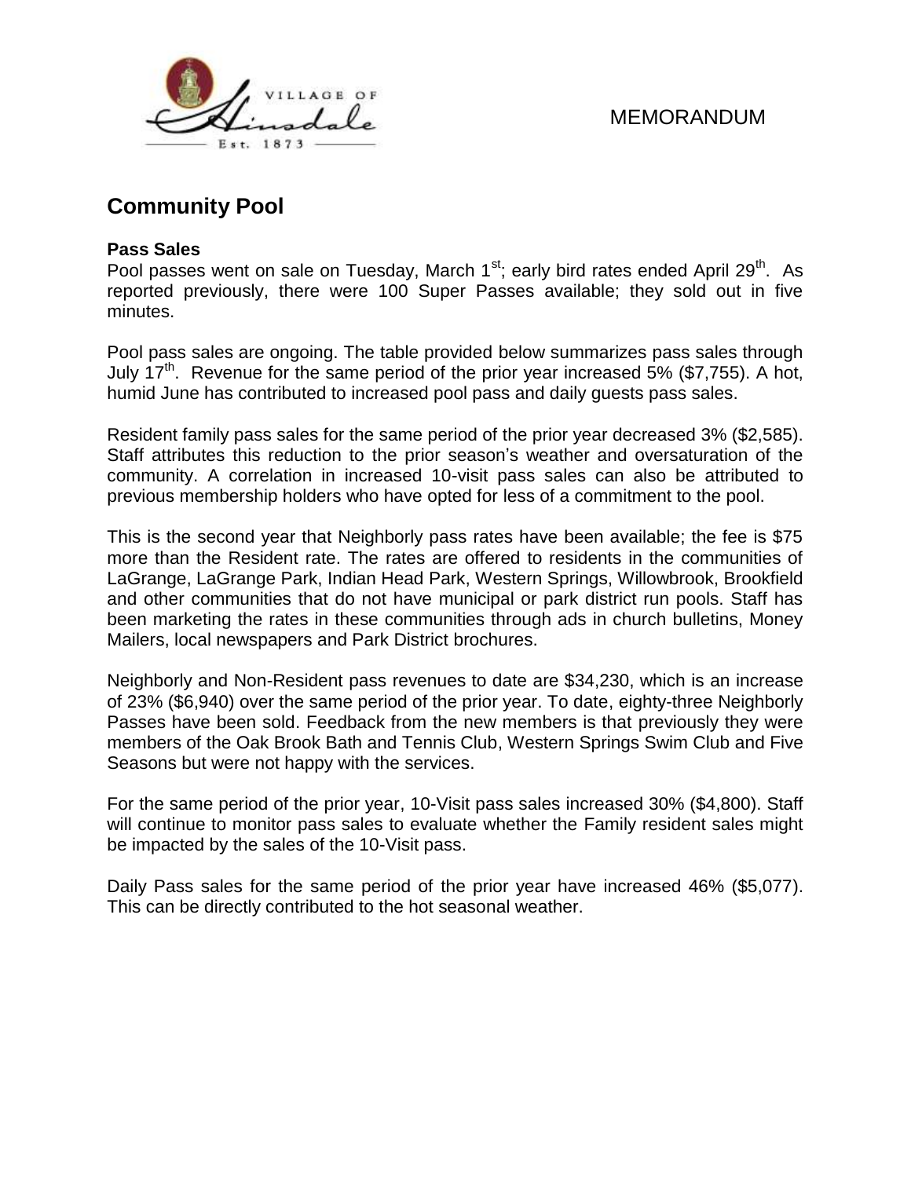MEMORANDUM

## Community Pool

**Pass Sales**

Pool passes went on sale on Tuesday, March 1st; early bird rates ended April 29th. As reported previously, there were 100 Super Passes available; they sold out in five minutes.

Pool pass sales are ongoing. The table provided below summarizes pass sales through July 17th. Revenue for the same period of the prior year increased 5% ($7,755). A hot, humid June has contributed to increased pool pass and daily guests pass sales.

Resident family pass sales for the same period of the prior year decreased 3% ($2,585). Staff attributes this reduction to the prior season's weather and oversaturation of the community. A correlation in increased 10-visit pass sales can also be attributed to previous membership holders who have opted for less of a commitment to the pool.

This is the second year that Neighborly pass rates have been available; the fee is $75 more than the Resident rate. The rates are offered to residents in the communities of LaGrange, LaGrange Park, Indian Head Park, Western Springs, Willowbrook, Brookfield and other communities that do not have municipal or park district run pools. Staff has been marketing the rates in these communities through ads in church bulletins, Money Mailers, local newspapers and Park District brochures.

Neighborly and Non-Resident pass revenues to date are $34,230, which is an increase of 23% ($6,940) over the same period of the prior year. To date, eighty-three Neighborly Passes have been sold. Feedback from the new members is that previously they were members of the Oak Brook Bath and Tennis Club, Western Springs Swim Club and Five Seasons but were not happy with the services.

For the same period of the prior year, 10-Visit pass sales increased 30% ($4,800). Staff will continue to monitor pass sales to evaluate whether the Family resident sales might be impacted by the sales of the 10-Visit pass.

Daily Pass sales for the same period of the prior year have increased 46% ($5,077). This can be directly contributed to the hot seasonal weather.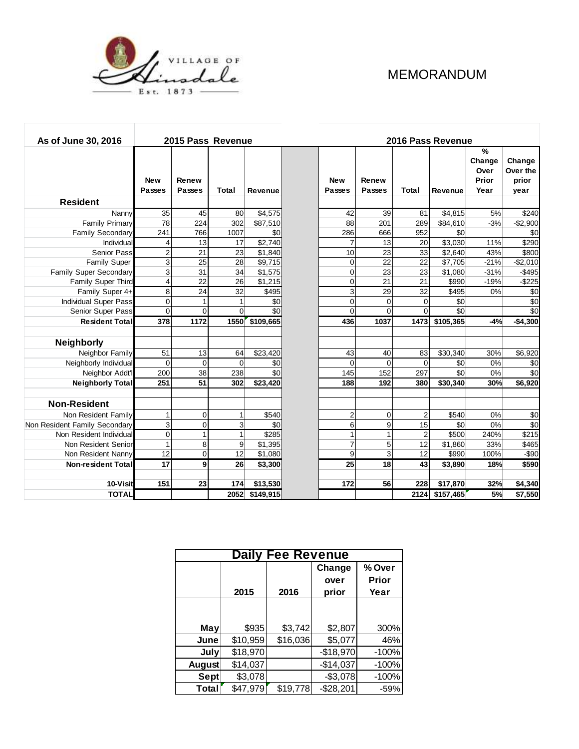VILLAGE OF Hinsdale

Est. 1873

# MEMORANDUM

| As of June 30, 2016 | 2015 Pass Revenue | | | | | 2016 Pass Revenue | | | | | |
|---|---|---|---|---|---|---|---|---|---|---|---|
| | New Passes | Renew Passes | Total | Revenue | | New Passes | Renew Passes | Total | Revenue | % Change Over Prior Year | Change Over the prior year |
| **Resident** | | | | | | | | | | | |
| Nanny | 35 | 45 | 80 | $4,575 | | 42 | 39 | 81 | $4,815 | 5% | $240 |
| Family Primary | 78 | 224 | 302 | $87,510 | | 88 | 201 | 289 | $84,610 | -3% | -$2,900 |
| Family Secondary | 241 | 766 | 1007 | $0 | | 286 | 666 | 952 | $0 | | $0 |
| Individual | 4 | 13 | 17 | $2,740 | | 7 | 13 | 20 | $3,030 | 11% | $290 |
| Senior Pass | 2 | 21 | 23 | $1,840 | | 10 | 23 | 33 | $2,640 | 43% | $800 |
| Family Super | 3 | 25 | 28 | $9,715 | | 0 | 22 | 22 | $7,705 | -21% | -$2,010 |
| Family Super Secondary | 3 | 31 | 34 | $1,575 | | 0 | 23 | 23 | $1,080 | -31% | -$495 |
| Family Super Third | 4 | 22 | 26 | $1,215 | | 0 | 21 | 21 | $990 | -19% | -$225 |
| Family Super 4+ | 8 | 24 | 32 | $495 | | 3 | 29 | 32 | $495 | 0% | $0 |
| Individual Super Pass | 0 | 1 | 1 | $0 | | 0 | 0 | 0 | $0 | | $0 |
| Senior Super Pass | 0 | 0 | 0 | $0 | | 0 | 0 | 0 | $0 | | $0 |
| **Resident Total** | **378** | **1172** | **1550** | **$109,665** | | **436** | **1037** | **1473** | **$105,365** | **-4%** | **-$4,300** |
| | | | | | | | | | | | |
| **Neighborly** | | | | | | | | | | | |
| Neighbor Family | 51 | 13 | 64 | $23,420 | | 43 | 40 | 83 | $30,340 | 30% | $6,920 |
| Neighborly Individual | 0 | 0 | 0 | $0 | | 0 | 0 | 0 | $0 | 0% | $0 |
| Neighbor Addt'l | 200 | 38 | 238 | $0 | | 145 | 152 | 297 | $0 | 0% | $0 |
| **Neighborly Total** | **251** | **51** | **302** | **$23,420** | | **188** | **192** | **380** | **$30,340** | **30%** | **$6,920** |
| | | | | | | | | | | | |
| **Non-Resident** | | | | | | | | | | | |
| Non Resident Family | 1 | 0 | 1 | $540 | | 2 | 0 | 2 | $540 | 0% | $0 |
| Non Resident Family Secondary | 3 | 0 | 3 | $0 | | 6 | 9 | 15 | $0 | 0% | $0 |
| Non Resident Individual | 0 | 1 | 1 | $285 | | 1 | 1 | 2 | $500 | 240% | $215 |
| Non Resident Senior | 1 | 8 | 9 | $1,395 | | 7 | 5 | 12 | $1,860 | 33% | $465 |
| Non Resident Nanny | 12 | 0 | 12 | $1,080 | | 9 | 3 | 12 | $990 | 100% | -$90 |
| **Non-resident Total** | **17** | **9** | **26** | **$3,300** | | **25** | **18** | **43** | **$3,890** | **18%** | **$590** |
| | | | | | | | | | | | |
| **10-Visit** | **151** | **23** | **174** | **$13,530** | | **172** | **56** | **228** | **$17,870** | **32%** | **$4,340** |
| **TOTAL** | | | **2052** | **$149,915** | | | | **2124** | **$157,465** | **5%** | **$7,550** |

| Daily Fee Revenue | | | | |
|---|---|---|---|---|
| | 2015 | 2016 | Change over prior | % Over Prior Year |
| **May** | $935 | $3,742 | $2,807 | 300% |
| **June** | $10,959 | $16,036 | $5,077 | 46% |
| **July** | $18,970 | | -$18,970 | -100% |
| **August** | $14,037 | | -$14,037 | -100% |
| **Sept** | $3,078 | | -$3,078 | -100% |
| **Total** | $47,979 | $19,778 | -$28,201 | -59% |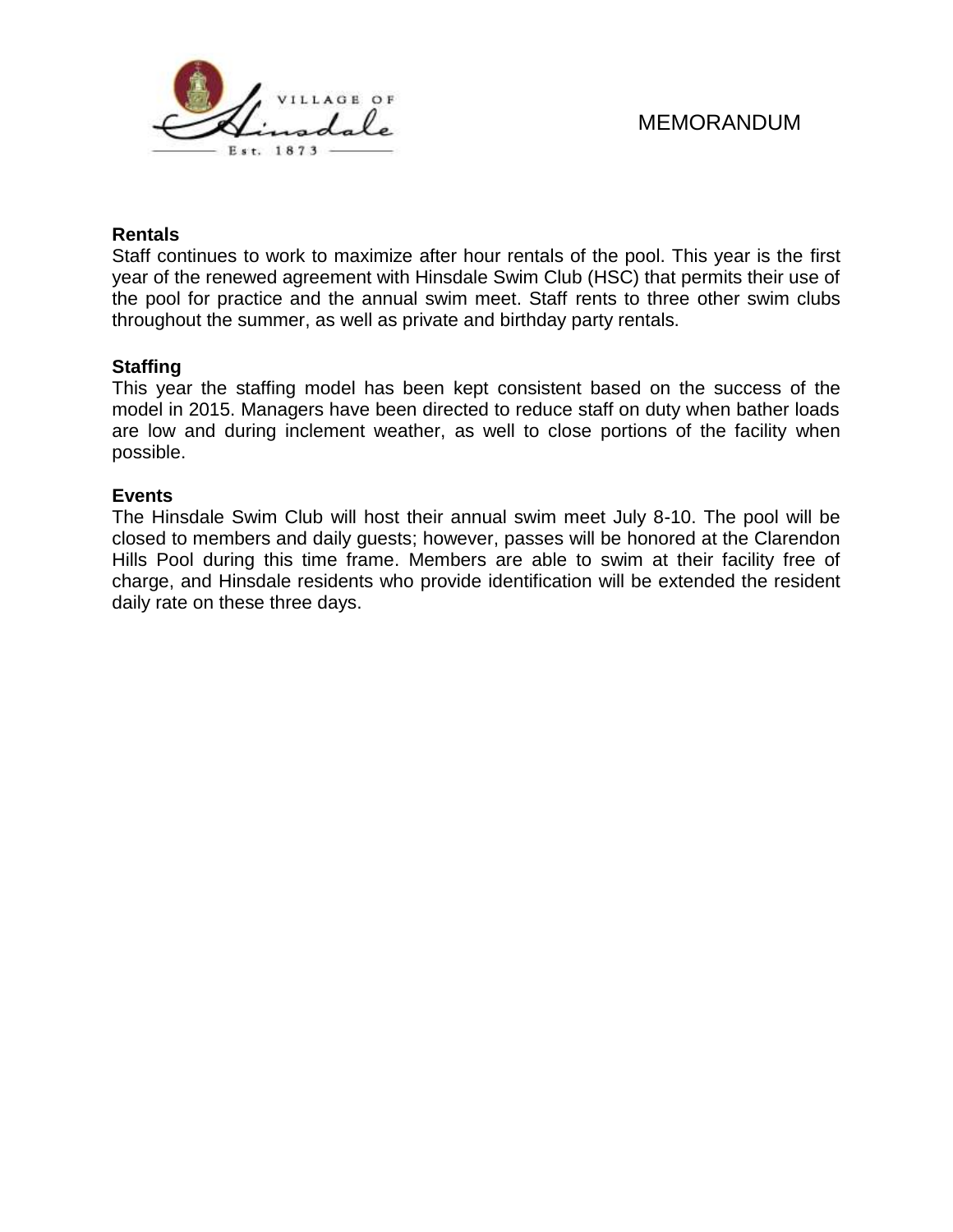MEMORANDUM

**Rentals**

Staff continues to work to maximize after hour rentals of the pool. This year is the first year of the renewed agreement with Hinsdale Swim Club (HSC) that permits their use of the pool for practice and the annual swim meet. Staff rents to three other swim clubs throughout the summer, as well as private and birthday party rentals.

**Staffing**

This year the staffing model has been kept consistent based on the success of the model in 2015. Managers have been directed to reduce staff on duty when bather loads are low and during inclement weather, as well to close portions of the facility when possible.

**Events**

The Hinsdale Swim Club will host their annual swim meet July 8-10. The pool will be closed to members and daily guests; however, passes will be honored at the Clarendon Hills Pool during this time frame. Members are able to swim at their facility free of charge, and Hinsdale residents who provide identification will be extended the resident daily rate on these three days.